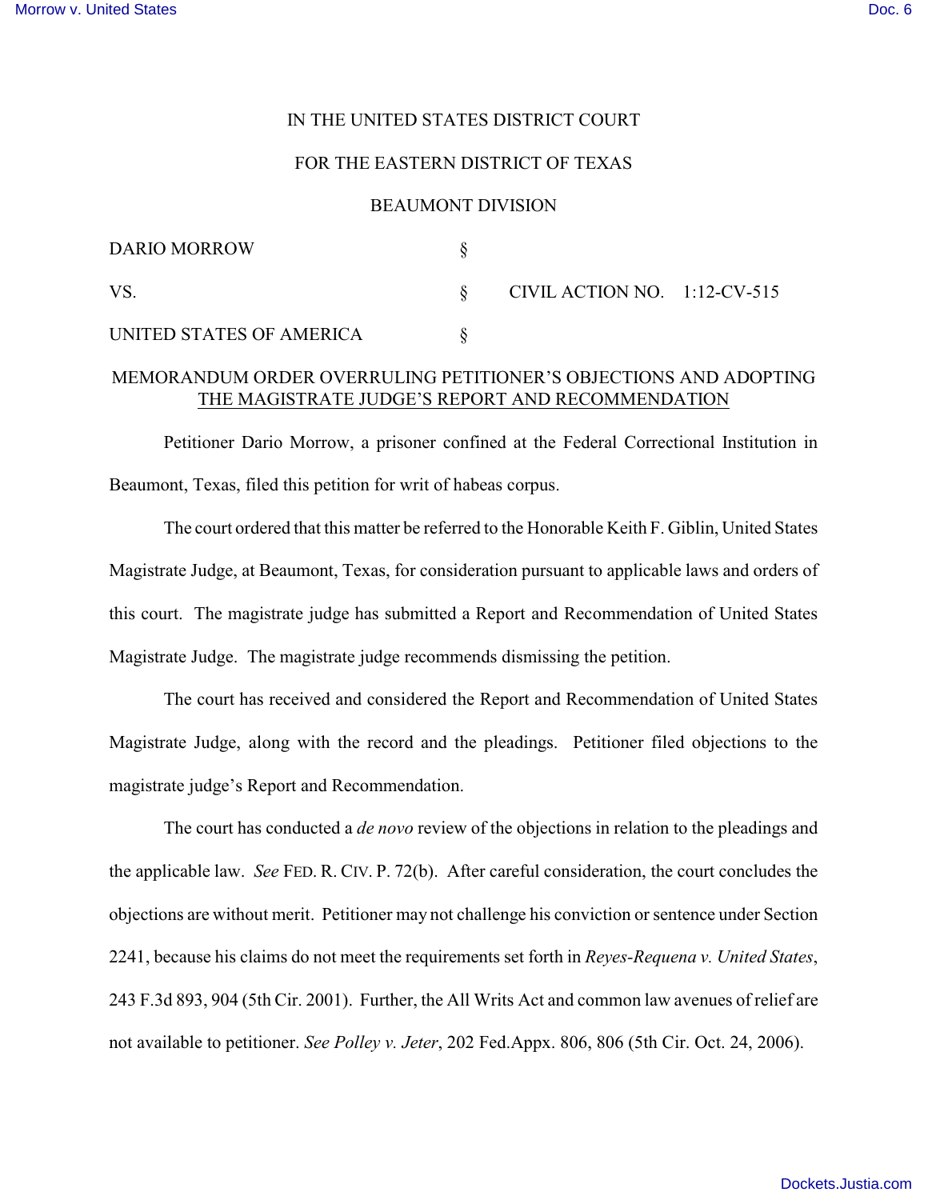IN THE UNITED STATES DISTRICT COURT

FOR THE EASTERN DISTRICT OF TEXAS

BEAUMONT DIVISION

| | | |
|---|---|---|
| DARIO MORROW | § | |
| VS. | § | CIVIL ACTION NO. 1:12-CV-515 |
| UNITED STATES OF AMERICA | § | |

## MEMORANDUM ORDER OVERRULING PETITIONER'S OBJECTIONS AND ADOPTING THE MAGISTRATE JUDGE'S REPORT AND RECOMMENDATION

Petitioner Dario Morrow, a prisoner confined at the Federal Correctional Institution in Beaumont, Texas, filed this petition for writ of habeas corpus.

The court ordered that this matter be referred to the Honorable Keith F. Giblin, United States Magistrate Judge, at Beaumont, Texas, for consideration pursuant to applicable laws and orders of this court. The magistrate judge has submitted a Report and Recommendation of United States Magistrate Judge. The magistrate judge recommends dismissing the petition.

The court has received and considered the Report and Recommendation of United States Magistrate Judge, along with the record and the pleadings. Petitioner filed objections to the magistrate judge's Report and Recommendation.

The court has conducted a *de novo* review of the objections in relation to the pleadings and the applicable law. *See* FED. R. CIV. P. 72(b). After careful consideration, the court concludes the objections are without merit. Petitioner may not challenge his conviction or sentence under Section 2241, because his claims do not meet the requirements set forth in *Reyes-Requena v. United States*, 243 F.3d 893, 904 (5th Cir. 2001). Further, the All Writs Act and common law avenues of relief are not available to petitioner. *See Polley v. Jeter*, 202 Fed.Appx. 806, 806 (5th Cir. Oct. 24, 2006).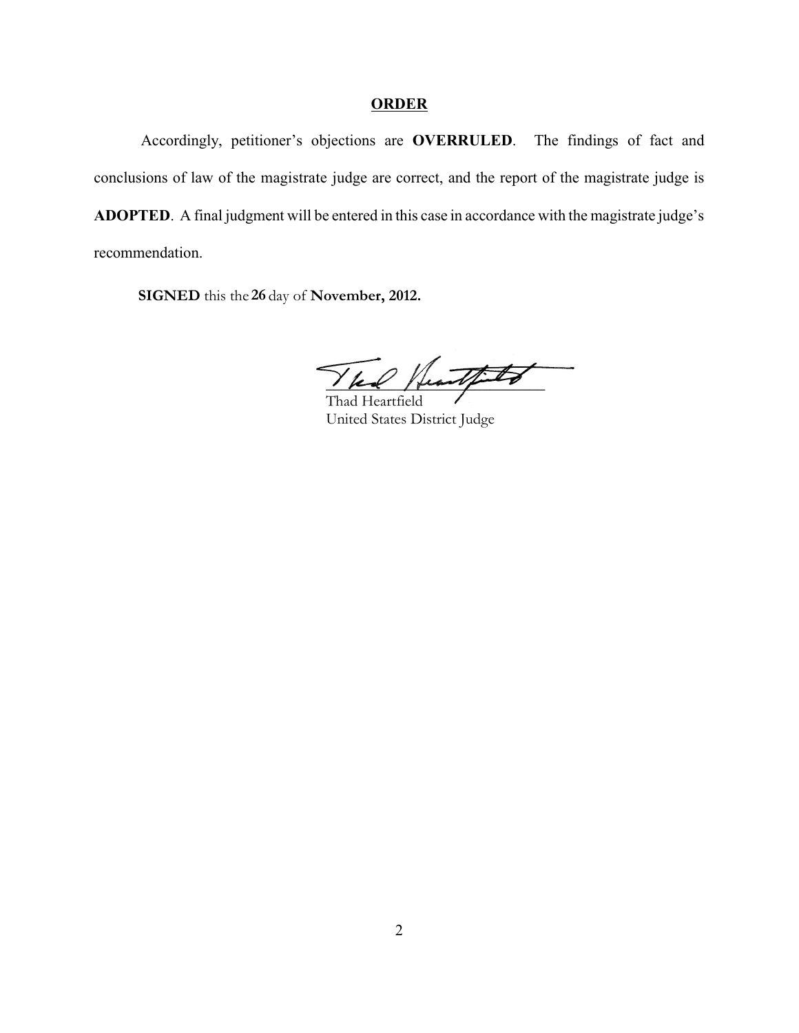## **ORDER**

Accordingly, petitioner's objections are **OVERRULED**. The findings of fact and conclusions of law of the magistrate judge are correct, and the report of the magistrate judge is **ADOPTED**. A final judgment will be entered in this case in accordance with the magistrate judge's recommendation.

**SIGNED** this the **26** day of **November, 2012.**

Thad Heartfield
United States District Judge